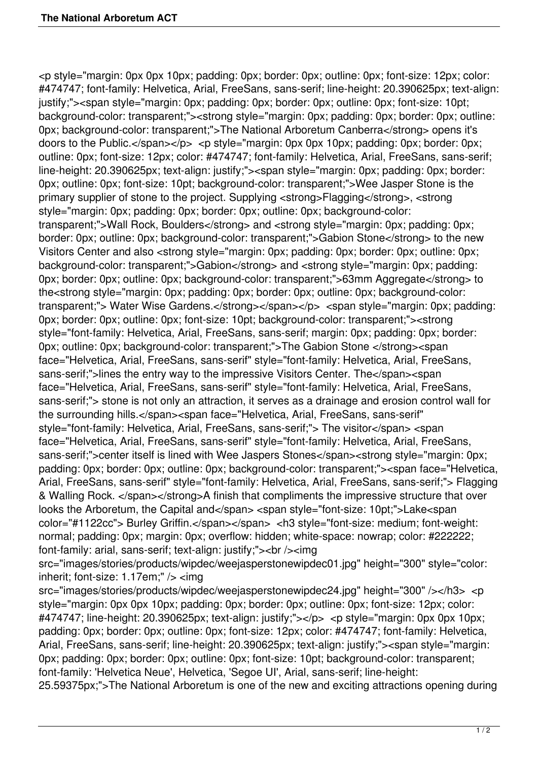<p style="margin: 0px 0px 10px; padding: 0px; border: 0px; outline: 0px; font-size: 12px; color: #474747; font-family: Helvetica, Arial, FreeSans, sans-serif; line-height: 20.390625px; text-align: justify;"><span style="margin: 0px; padding: 0px; border: 0px; outline: 0px; font-size: 10pt; background-color: transparent;"><strong style="margin: 0px; padding: 0px; border: 0px; outline: 0px; background-color: transparent;">The National Arboretum Canberra</strong> opens it's doors to the Public.</span></p> <p style="margin: 0px 0px 10px; padding: 0px; border: 0px; outline: 0px; font-size: 12px; color: #474747; font-family: Helvetica, Arial, FreeSans, sans-serif; line-height: 20.390625px; text-align: justify;"><span style="margin: 0px; padding: 0px; border: 0px; outline: 0px; font-size: 10pt; background-color: transparent;">Wee Jasper Stone is the primary supplier of stone to the project. Supplying <strong>Flagging</strong>, <strong style="margin: 0px; padding: 0px; border: 0px; outline: 0px; background-color: transparent;">Wall Rock, Boulders</strong> and <strong style="margin: 0px; padding: 0px; border: 0px; outline: 0px; background-color: transparent;">Gabion Stone</strong> to the new Visitors Center and also <strong style="margin: 0px; padding: 0px; border: 0px; outline: 0px; background-color: transparent;">Gabion</strong> and <strong style="margin: 0px; padding: 0px; border: 0px; outline: 0px; background-color: transparent;">63mm Aggregate</strong> to the<strong style="margin: 0px; padding: 0px; border: 0px; outline: 0px; background-color: transparent;"> Water Wise Gardens.</strong></span></p> <span style="margin: 0px; padding: 0px; border: 0px; outline: 0px; font-size: 10pt; background-color: transparent;"><strong style="font-family: Helvetica, Arial, FreeSans, sans-serif; margin: 0px; padding: 0px; border: 0px; outline: 0px; background-color: transparent;">The Gabion Stone </strong><span face="Helvetica, Arial, FreeSans, sans-serif" style="font-family: Helvetica, Arial, FreeSans, sans-serif;">lines the entry way to the impressive Visitors Center. The</span><span face="Helvetica, Arial, FreeSans, sans-serif" style="font-family: Helvetica, Arial, FreeSans, sans-serif;"> stone is not only an attraction, it serves as a drainage and erosion control wall for the surrounding hills.</span><span face="Helvetica, Arial, FreeSans, sans-serif" style="font-family: Helvetica, Arial, FreeSans, sans-serif;"> The visitor</span> <span face="Helvetica, Arial, FreeSans, sans-serif" style="font-family: Helvetica, Arial, FreeSans, sans-serif;">center itself is lined with Wee Jaspers Stones</span><strong style="margin: 0px; padding: 0px; border: 0px; outline: 0px; background-color: transparent;"><span face="Helvetica, Arial, FreeSans, sans-serif" style="font-family: Helvetica, Arial, FreeSans, sans-serif;"> Flagging & Walling Rock. </span></strong>A finish that compliments the impressive structure that over looks the Arboretum, the Capital and</span> <span style="font-size: 10pt;">Lake<span color="#1122cc"> Burley Griffin.</span></span> <h3 style="font-size: medium; font-weight: normal; padding: 0px; margin: 0px; overflow: hidden; white-space: nowrap; color: #222222; font-family: arial, sans-serif; text-align: justify;"><br /><img src="images/stories/products/wipdec/weejasperstonewipdec01.jpg" height="300" style="color: inherit; font-size: 1.17em;" /> <img src="images/stories/products/wipdec/weejasperstonewipdec24.jpg" height="300" /></h3> <p style="margin: 0px 0px 10px; padding: 0px; border: 0px; outline: 0px; font-size: 12px; color: #474747; line-height: 20.390625px; text-align: justify;"></p> <p style="margin: 0px 0px 10px; padding: 0px; border: 0px; outline: 0px; font-size: 12px; color: #474747; font-family: Helvetica, Arial, FreeSans, sans-serif; line-height: 20.390625px; text-align: justify;"><span style="margin: 0px; padding: 0px; border: 0px; outline: 0px; font-size: 10pt; background-color: transparent; font-family: 'Helvetica Neue', Helvetica, 'Segoe UI', Arial, sans-serif; line-height: 25.59375px;">The National Arboretum is one of the new and exciting attractions opening during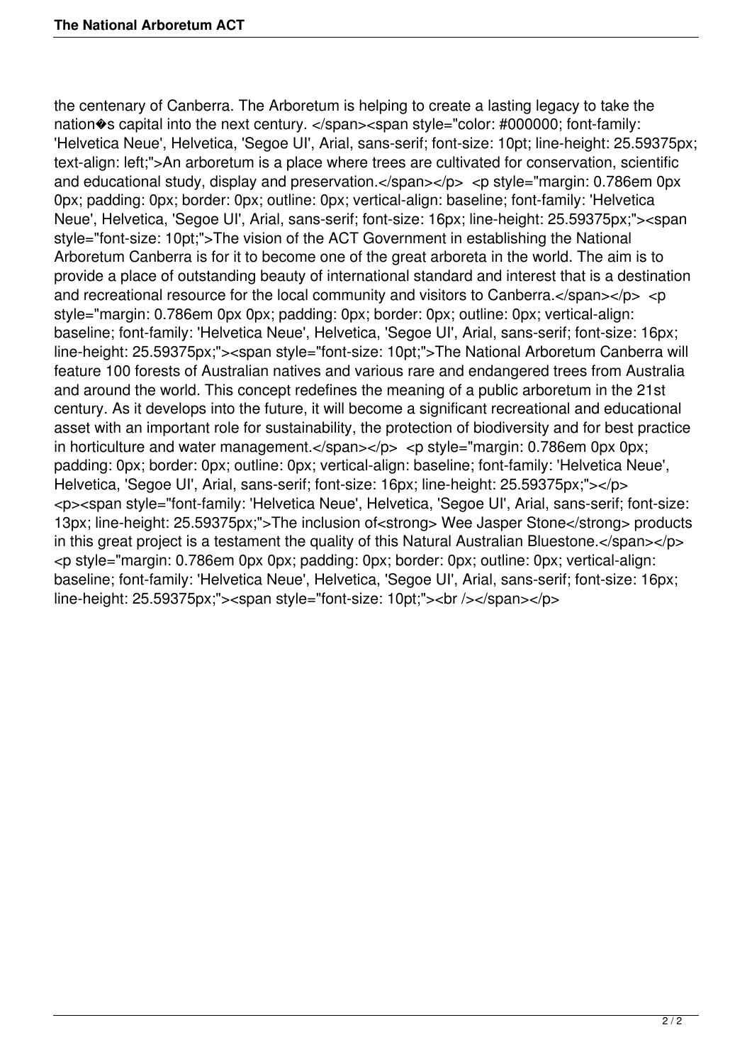the centenary of Canberra. The Arboretum is helping to create a lasting legacy to take the nation�s capital into the next century. </span><span style="color: #000000; font-family: 'Helvetica Neue', Helvetica, 'Segoe UI', Arial, sans-serif; font-size: 10pt; line-height: 25.59375px; text-align: left;">An arboretum is a place where trees are cultivated for conservation, scientific and educational study, display and preservation.</span></p>  <p style="margin: 0.786em 0px 0px; padding: 0px; border: 0px; outline: 0px; vertical-align: baseline; font-family: 'Helvetica Neue', Helvetica, 'Segoe UI', Arial, sans-serif; font-size: 16px; line-height: 25.59375px;"><span style="font-size: 10pt;">The vision of the ACT Government in establishing the National Arboretum Canberra is for it to become one of the great arboreta in the world. The aim is to provide a place of outstanding beauty of international standard and interest that is a destination and recreational resource for the local community and visitors to Canberra.</span></p>  <p style="margin: 0.786em 0px 0px; padding: 0px; border: 0px; outline: 0px; vertical-align: baseline; font-family: 'Helvetica Neue', Helvetica, 'Segoe UI', Arial, sans-serif; font-size: 16px; line-height: 25.59375px;"><span style="font-size: 10pt;">The National Arboretum Canberra will feature 100 forests of Australian natives and various rare and endangered trees from Australia and around the world. This concept redefines the meaning of a public arboretum in the 21st century. As it develops into the future, it will become a significant recreational and educational asset with an important role for sustainability, the protection of biodiversity and for best practice in horticulture and water management.</span></p>  <p style="margin: 0.786em 0px 0px; padding: 0px; border: 0px; outline: 0px; vertical-align: baseline; font-family: 'Helvetica Neue', Helvetica, 'Segoe UI', Arial, sans-serif; font-size: 16px; line-height: 25.59375px;"></p> <p><span style="font-family: 'Helvetica Neue', Helvetica, 'Segoe UI', Arial, sans-serif; font-size: 13px; line-height: 25.59375px;">The inclusion of<strong> Wee Jasper Stone</strong> products in this great project is a testament the quality of this Natural Australian Bluestone.</span></p> <p style="margin: 0.786em 0px 0px; padding: 0px; border: 0px; outline: 0px; vertical-align: baseline; font-family: 'Helvetica Neue', Helvetica, 'Segoe UI', Arial, sans-serif; font-size: 16px; line-height: 25.59375px;"><span style="font-size: 10pt;"><br /></span></p>